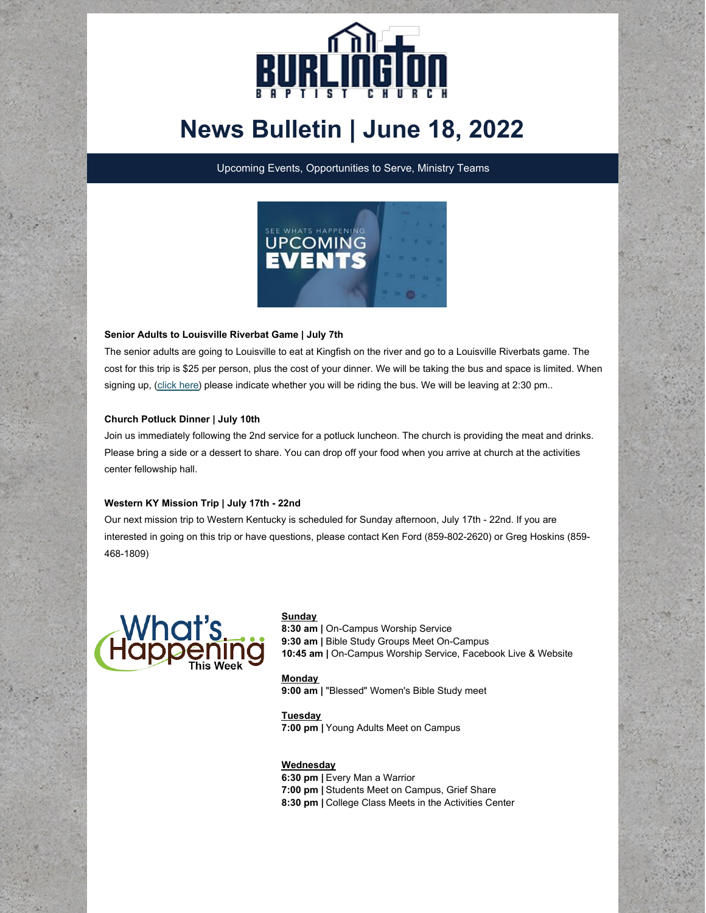# News Bulletin | June 18, 2022

Upcoming Events, Opportunities to Serve, Ministry Teams

**Senior Adults to Louisville Riverbat Game | July 7th**

The senior adults are going to Louisville to eat at Kingfish on the river and go to a Louisville Riverbats game. The cost for this trip is $25 per person, plus the cost of your dinner. We will be taking the bus and space is limited. When signing up, (click here) please indicate whether you will be riding the bus. We will be leaving at 2:30 pm..

**Church Potluck Dinner | July 10th**

Join us immediately following the 2nd service for a potluck luncheon. The church is providing the meat and drinks. Please bring a side or a dessert to share. You can drop off your food when you arrive at church at the activities center fellowship hall.

**Western KY Mission Trip | July 17th - 22nd**

Our next mission trip to Western Kentucky is scheduled for Sunday afternoon, July 17th - 22nd. If you are interested in going on this trip or have questions, please contact Ken Ford (859-802-2620) or Greg Hoskins (859-468-1809)

**Sunday**
**8:30 am |** On-Campus Worship Service
**9:30 am |** Bible Study Groups Meet On-Campus
**10:45 am |** On-Campus Worship Service, Facebook Live & Website

**Monday**
**9:00 am |** "Blessed" Women's Bible Study meet

**Tuesday**
**7:00 pm |** Young Adults Meet on Campus

**Wednesday**
**6:30 pm |** Every Man a Warrior
**7:00 pm |** Students Meet on Campus, Grief Share
**8:30 pm |** College Class Meets in the Activities Center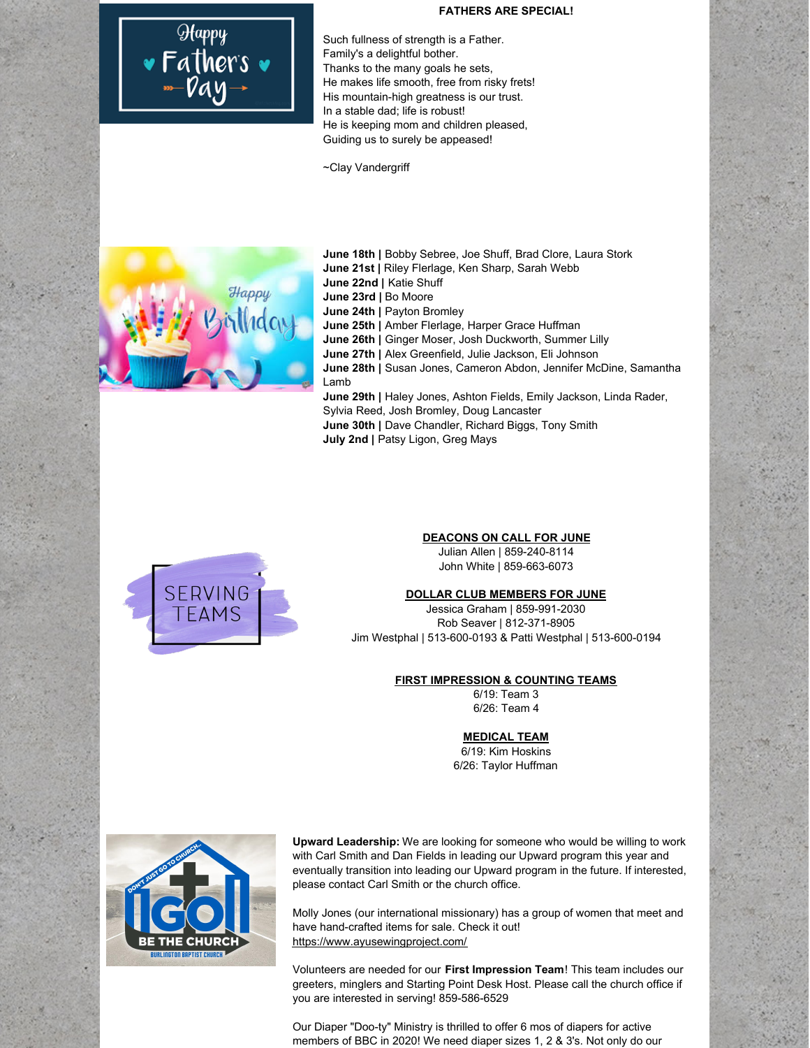Happy Father's Day

**FATHERS ARE SPECIAL!**

Such fullness of strength is a Father.
Family's a delightful bother.
Thanks to the many goals he sets,
He makes life smooth, free from risky frets!
His mountain-high greatness is our trust.
In a stable dad; life is robust!
He is keeping mom and children pleased,
Guiding us to surely be appeased!

~Clay Vandergriff

Happy Birthday

**June 18th |** Bobby Sebree, Joe Shuff, Brad Clore, Laura Stork
**June 21st |** Riley Flerlage, Ken Sharp, Sarah Webb
**June 22nd |** Katie Shuff
**June 23rd |** Bo Moore
**June 24th |** Payton Bromley
**June 25th |** Amber Flerlage, Harper Grace Huffman
**June 26th |** Ginger Moser, Josh Duckworth, Summer Lilly
**June 27th |** Alex Greenfield, Julie Jackson, Eli Johnson
**June 28th |** Susan Jones, Cameron Abdon, Jennifer McDine, Samantha Lamb
**June 29th |** Haley Jones, Ashton Fields, Emily Jackson, Linda Rader, Sylvia Reed, Josh Bromley, Doug Lancaster
**June 30th |** Dave Chandler, Richard Biggs, Tony Smith
**July 2nd |** Patsy Ligon, Greg Mays

SERVING TEAMS

**DEACONS ON CALL FOR JUNE**
Julian Allen | 859-240-8114
John White | 859-663-6073

**DOLLAR CLUB MEMBERS FOR JUNE**
Jessica Graham | 859-991-2030
Rob Seaver | 812-371-8905
Jim Westphal | 513-600-0193 & Patti Westphal | 513-600-0194

**FIRST IMPRESSION & COUNTING TEAMS**
6/19: Team 3
6/26: Team 4

**MEDICAL TEAM**
6/19: Kim Hoskins
6/26: Taylor Huffman

**Upward Leadership:** We are looking for someone who would be willing to work with Carl Smith and Dan Fields in leading our Upward program this year and eventually transition into leading our Upward program in the future. If interested, please contact Carl Smith or the church office.

Molly Jones (our international missionary) has a group of women that meet and have hand-crafted items for sale. Check it out!
https://www.ayusewingproject.com/

Volunteers are needed for our **First Impression Team**! This team includes our greeters, minglers and Starting Point Desk Host. Please call the church office if you are interested in serving! 859-586-6529

Our Diaper "Doo-ty" Ministry is thrilled to offer 6 mos of diapers for active members of BBC in 2020! We need diaper sizes 1, 2 & 3's. Not only do our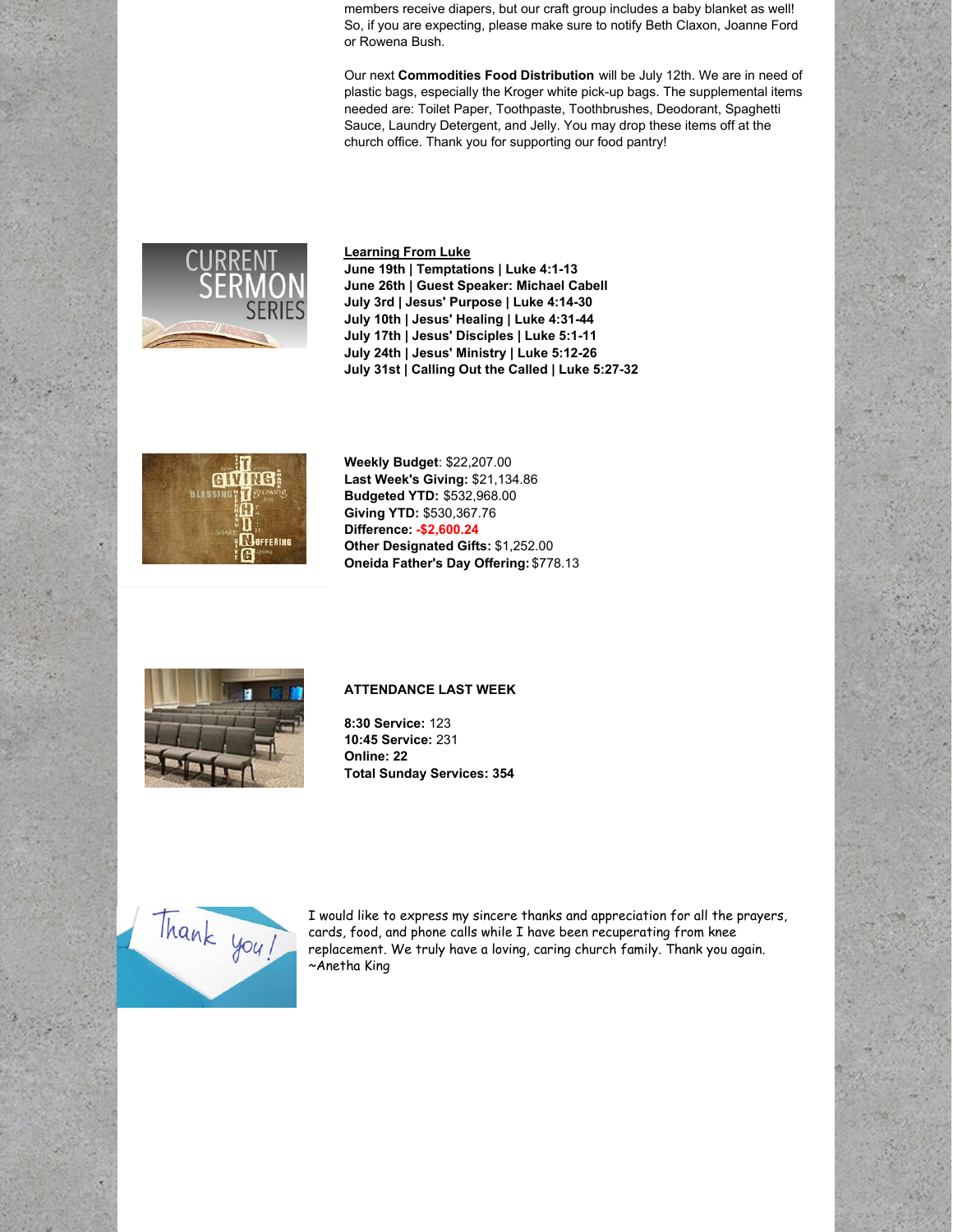members receive diapers, but our craft group includes a baby blanket as well! So, if you are expecting, please make sure to notify Beth Claxon, Joanne Ford or Rowena Bush.

Our next **Commodities Food Distribution** will be July 12th. We are in need of plastic bags, especially the Kroger white pick-up bags. The supplemental items needed are: Toilet Paper, Toothpaste, Toothbrushes, Deodorant, Spaghetti Sauce, Laundry Detergent, and Jelly. You may drop these items off at the church office. Thank you for supporting our food pantry!

**Learning From Luke**

**June 19th | Temptations | Luke 4:1-13**
**June 26th | Guest Speaker: Michael Cabell**
**July 3rd | Jesus' Purpose | Luke 4:14-30**
**July 10th | Jesus' Healing | Luke 4:31-44**
**July 17th | Jesus' Disciples | Luke 5:1-11**
**July 24th | Jesus' Ministry | Luke 5:12-26**
**July 31st | Calling Out the Called | Luke 5:27-32**

**Weekly Budget**: $22,207.00
**Last Week's Giving:** $21,134.86
**Budgeted YTD:** $532,968.00
**Giving YTD:** $530,367.76
**Difference:** **-$2,600.24**
**Other Designated Gifts:** $1,252.00
**Oneida Father's Day Offering:** $778.13

**ATTENDANCE LAST WEEK**

**8:30 Service:** 123
**10:45 Service:** 231
**Online: 22**
**Total Sunday Services: 354**

I would like to express my sincere thanks and appreciation for all the prayers, cards, food, and phone calls while I have been recuperating from knee replacement. We truly have a loving, caring church family. Thank you again. ~Anetha King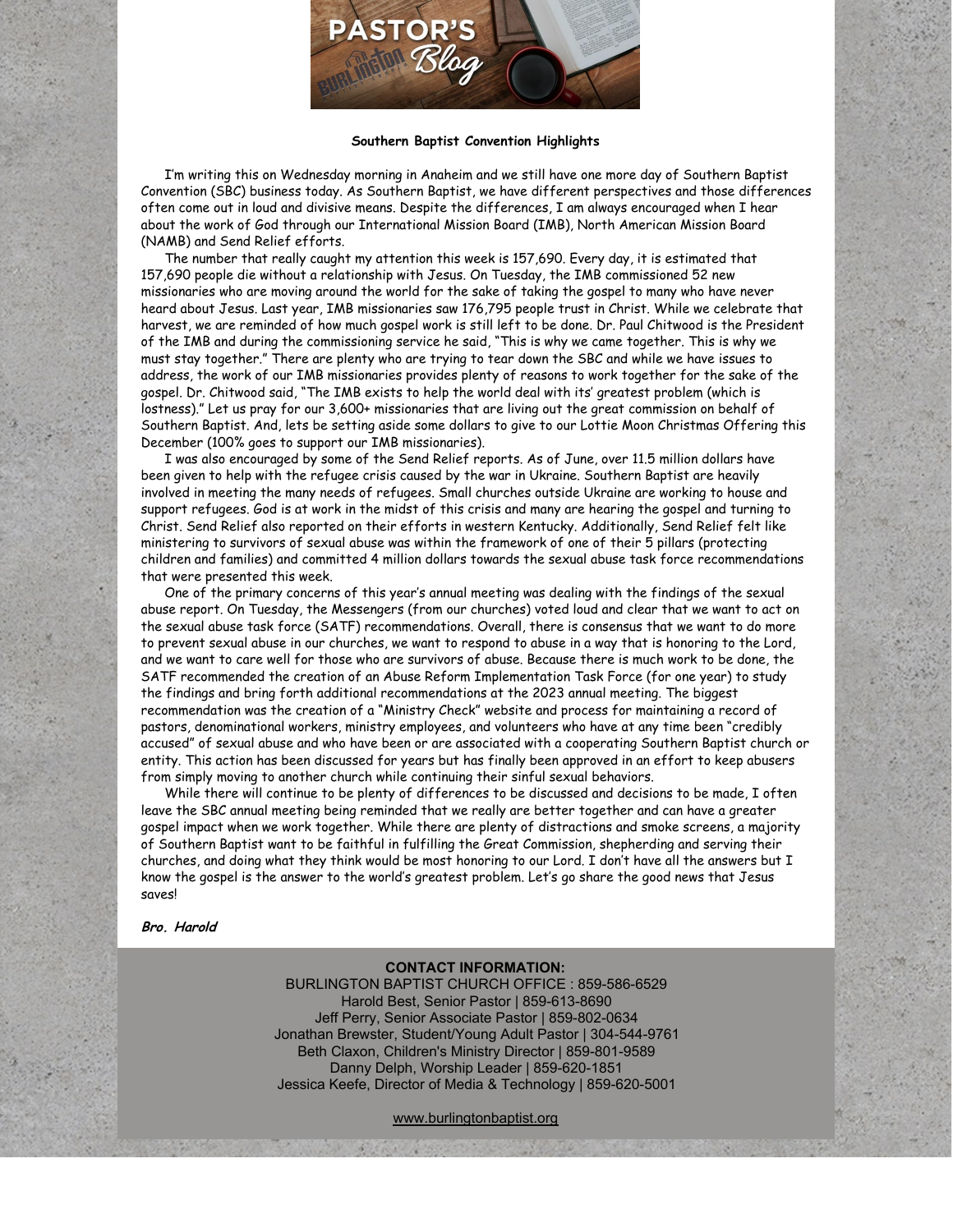**Southern Baptist Convention Highlights**

I'm writing this on Wednesday morning in Anaheim and we still have one more day of Southern Baptist Convention (SBC) business today. As Southern Baptist, we have different perspectives and those differences often come out in loud and divisive means. Despite the differences, I am always encouraged when I hear about the work of God through our International Mission Board (IMB), North American Mission Board (NAMB) and Send Relief efforts.

The number that really caught my attention this week is 157,690. Every day, it is estimated that 157,690 people die without a relationship with Jesus. On Tuesday, the IMB commissioned 52 new missionaries who are moving around the world for the sake of taking the gospel to many who have never heard about Jesus. Last year, IMB missionaries saw 176,795 people trust in Christ. While we celebrate that harvest, we are reminded of how much gospel work is still left to be done. Dr. Paul Chitwood is the President of the IMB and during the commissioning service he said, "This is why we came together. This is why we must stay together." There are plenty who are trying to tear down the SBC and while we have issues to address, the work of our IMB missionaries provides plenty of reasons to work together for the sake of the gospel. Dr. Chitwood said, "The IMB exists to help the world deal with its' greatest problem (which is lostness)." Let us pray for our 3,600+ missionaries that are living out the great commission on behalf of Southern Baptist. And, lets be setting aside some dollars to give to our Lottie Moon Christmas Offering this December (100% goes to support our IMB missionaries).

I was also encouraged by some of the Send Relief reports. As of June, over 11.5 million dollars have been given to help with the refugee crisis caused by the war in Ukraine. Southern Baptist are heavily involved in meeting the many needs of refugees. Small churches outside Ukraine are working to house and support refugees. God is at work in the midst of this crisis and many are hearing the gospel and turning to Christ. Send Relief also reported on their efforts in western Kentucky. Additionally, Send Relief felt like ministering to survivors of sexual abuse was within the framework of one of their 5 pillars (protecting children and families) and committed 4 million dollars towards the sexual abuse task force recommendations that were presented this week.

One of the primary concerns of this year's annual meeting was dealing with the findings of the sexual abuse report. On Tuesday, the Messengers (from our churches) voted loud and clear that we want to act on the sexual abuse task force (SATF) recommendations. Overall, there is consensus that we want to do more to prevent sexual abuse in our churches, we want to respond to abuse in a way that is honoring to the Lord, and we want to care well for those who are survivors of abuse. Because there is much work to be done, the SATF recommended the creation of an Abuse Reform Implementation Task Force (for one year) to study the findings and bring forth additional recommendations at the 2023 annual meeting. The biggest recommendation was the creation of a "Ministry Check" website and process for maintaining a record of pastors, denominational workers, ministry employees, and volunteers who have at any time been "credibly accused" of sexual abuse and who have been or are associated with a cooperating Southern Baptist church or entity. This action has been discussed for years but has finally been approved in an effort to keep abusers from simply moving to another church while continuing their sinful sexual behaviors.

While there will continue to be plenty of differences to be discussed and decisions to be made, I often leave the SBC annual meeting being reminded that we really are better together and can have a greater gospel impact when we work together. While there are plenty of distractions and smoke screens, a majority of Southern Baptist want to be faithful in fulfilling the Great Commission, shepherding and serving their churches, and doing what they think would be most honoring to our Lord. I don't have all the answers but I know the gospel is the answer to the world's greatest problem. Let's go share the good news that Jesus saves!

***Bro. Harold***

**CONTACT INFORMATION:**

BURLINGTON BAPTIST CHURCH OFFICE : 859-586-6529
Harold Best, Senior Pastor | 859-613-8690
Jeff Perry, Senior Associate Pastor | 859-802-0634
Jonathan Brewster, Student/Young Adult Pastor | 304-544-9761
Beth Claxon, Children's Ministry Director | 859-801-9589
Danny Delph, Worship Leader | 859-620-1851
Jessica Keefe, Director of Media & Technology | 859-620-5001

www.burlingtonbaptist.org